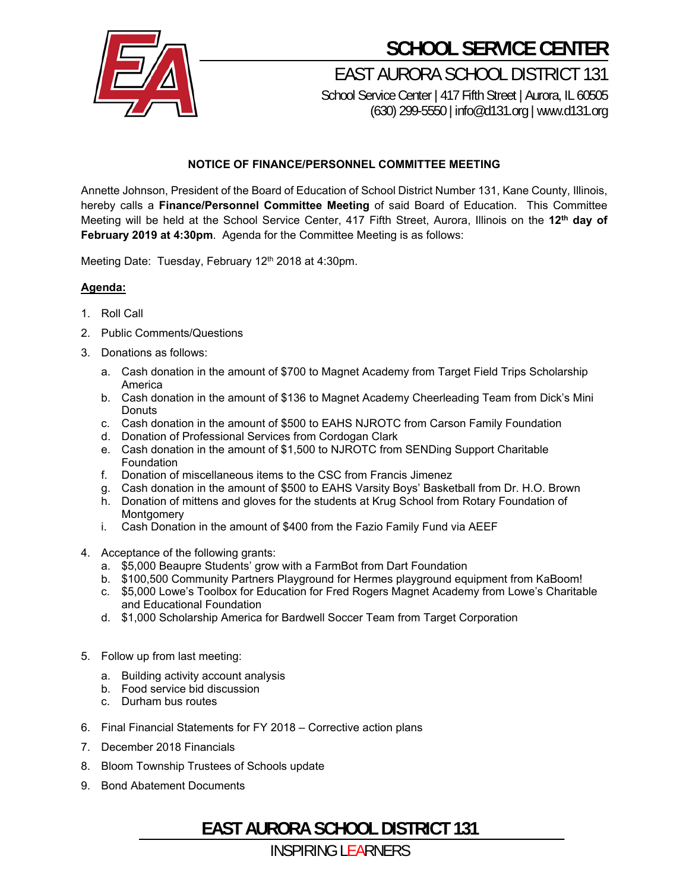# SCHOOL SERVICE CENTER

## EAST AURORA SCHOOL DISTRICT 131

School Service Center | 417 Fifth Street | Aurora, IL 60505
(630) 299-5550 | info@d131.org | www.d131.org

**NOTICE OF FINANCE/PERSONNEL COMMITTEE MEETING**

Annette Johnson, President of the Board of Education of School District Number 131, Kane County, Illinois, hereby calls a **Finance/Personnel Committee Meeting** of said Board of Education. This Committee Meeting will be held at the School Service Center, 417 Fifth Street, Aurora, Illinois on the **12th day of February 2019 at 4:30pm**. Agenda for the Committee Meeting is as follows:

Meeting Date: Tuesday, February 12th 2018 at 4:30pm.

**Agenda:**

1. Roll Call
2. Public Comments/Questions
3. Donations as follows:
   a. Cash donation in the amount of $700 to Magnet Academy from Target Field Trips Scholarship America
   b. Cash donation in the amount of $136 to Magnet Academy Cheerleading Team from Dick's Mini Donuts
   c. Cash donation in the amount of $500 to EAHS NJROTC from Carson Family Foundation
   d. Donation of Professional Services from Cordogan Clark
   e. Cash donation in the amount of $1,500 to NJROTC from SENDing Support Charitable Foundation
   f. Donation of miscellaneous items to the CSC from Francis Jimenez
   g. Cash donation in the amount of $500 to EAHS Varsity Boys' Basketball from Dr. H.O. Brown
   h. Donation of mittens and gloves for the students at Krug School from Rotary Foundation of Montgomery
   i. Cash Donation in the amount of $400 from the Fazio Family Fund via AEEF
4. Acceptance of the following grants:
   a. $5,000 Beaupre Students' grow with a FarmBot from Dart Foundation
   b. $100,500 Community Partners Playground for Hermes playground equipment from KaBoom!
   c. $5,000 Lowe's Toolbox for Education for Fred Rogers Magnet Academy from Lowe's Charitable and Educational Foundation
   d. $1,000 Scholarship America for Bardwell Soccer Team from Target Corporation
5. Follow up from last meeting:
   a. Building activity account analysis
   b. Food service bid discussion
   c. Durham bus routes
6. Final Financial Statements for FY 2018 – Corrective action plans
7. December 2018 Financials
8. Bloom Township Trustees of Schools update
9. Bond Abatement Documents

**EAST AURORA SCHOOL DISTRICT 131**

INSPIRING LEARNERS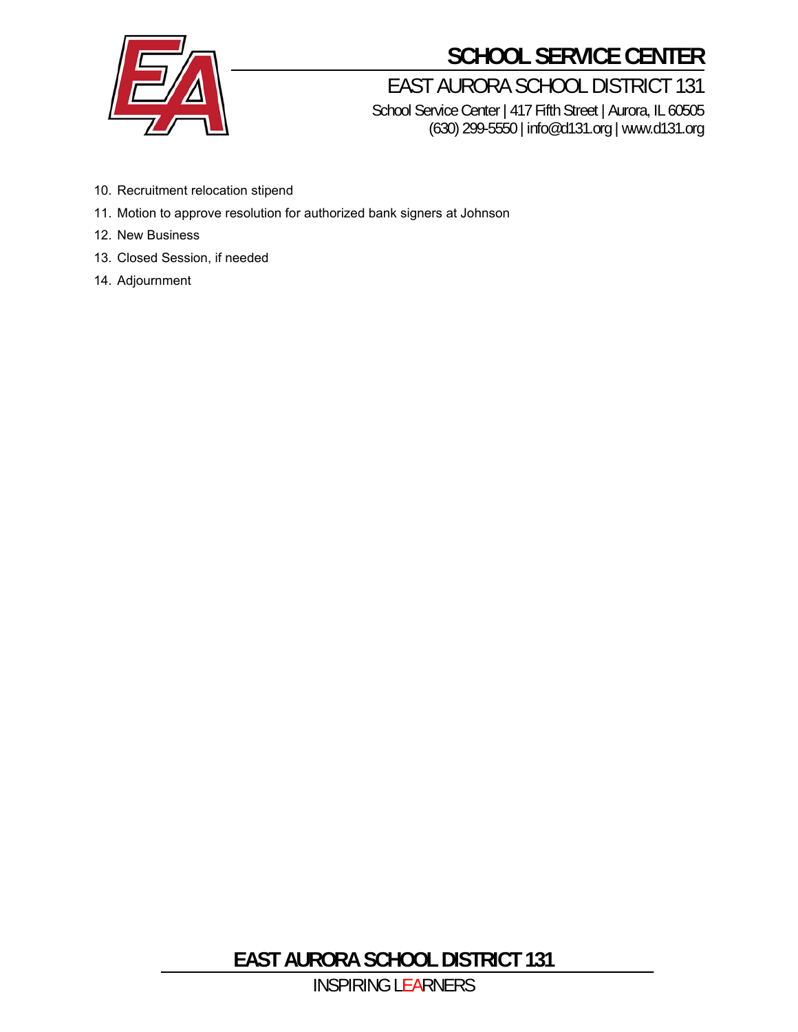10. Recruitment relocation stipend
11. Motion to approve resolution for authorized bank signers at Johnson
12. New Business
13. Closed Session, if needed
14. Adjournment